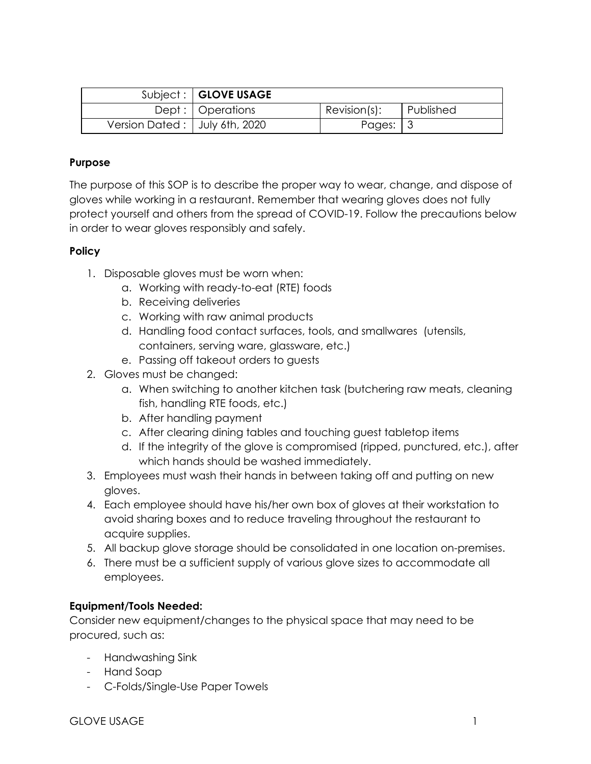| Subject : | **GLOVE USAGE** | | |
|---|---|---|---|
| Dept : | Operations | Revision(s): | Published |
| Version Dated : | July 6th, 2020 | Pages: | 3 |

**Purpose**

The purpose of this SOP is to describe the proper way to wear, change, and dispose of gloves while working in a restaurant. Remember that wearing gloves does not fully protect yourself and others from the spread of COVID-19. Follow the precautions below in order to wear gloves responsibly and safely.

**Policy**

1. Disposable gloves must be worn when:
   a. Working with ready-to-eat (RTE) foods
   b. Receiving deliveries
   c. Working with raw animal products
   d. Handling food contact surfaces, tools, and smallwares (utensils, containers, serving ware, glassware, etc.)
   e. Passing off takeout orders to guests
2. Gloves must be changed:
   a. When switching to another kitchen task (butchering raw meats, cleaning fish, handling RTE foods, etc.)
   b. After handling payment
   c. After clearing dining tables and touching guest tabletop items
   d. If the integrity of the glove is compromised (ripped, punctured, etc.), after which hands should be washed immediately.
3. Employees must wash their hands in between taking off and putting on new gloves.
4. Each employee should have his/her own box of gloves at their workstation to avoid sharing boxes and to reduce traveling throughout the restaurant to acquire supplies.
5. All backup glove storage should be consolidated in one location on-premises.
6. There must be a sufficient supply of various glove sizes to accommodate all employees.

**Equipment/Tools Needed:**

Consider new equipment/changes to the physical space that may need to be procured, such as:

- Handwashing Sink
- Hand Soap
- C-Folds/Single-Use Paper Towels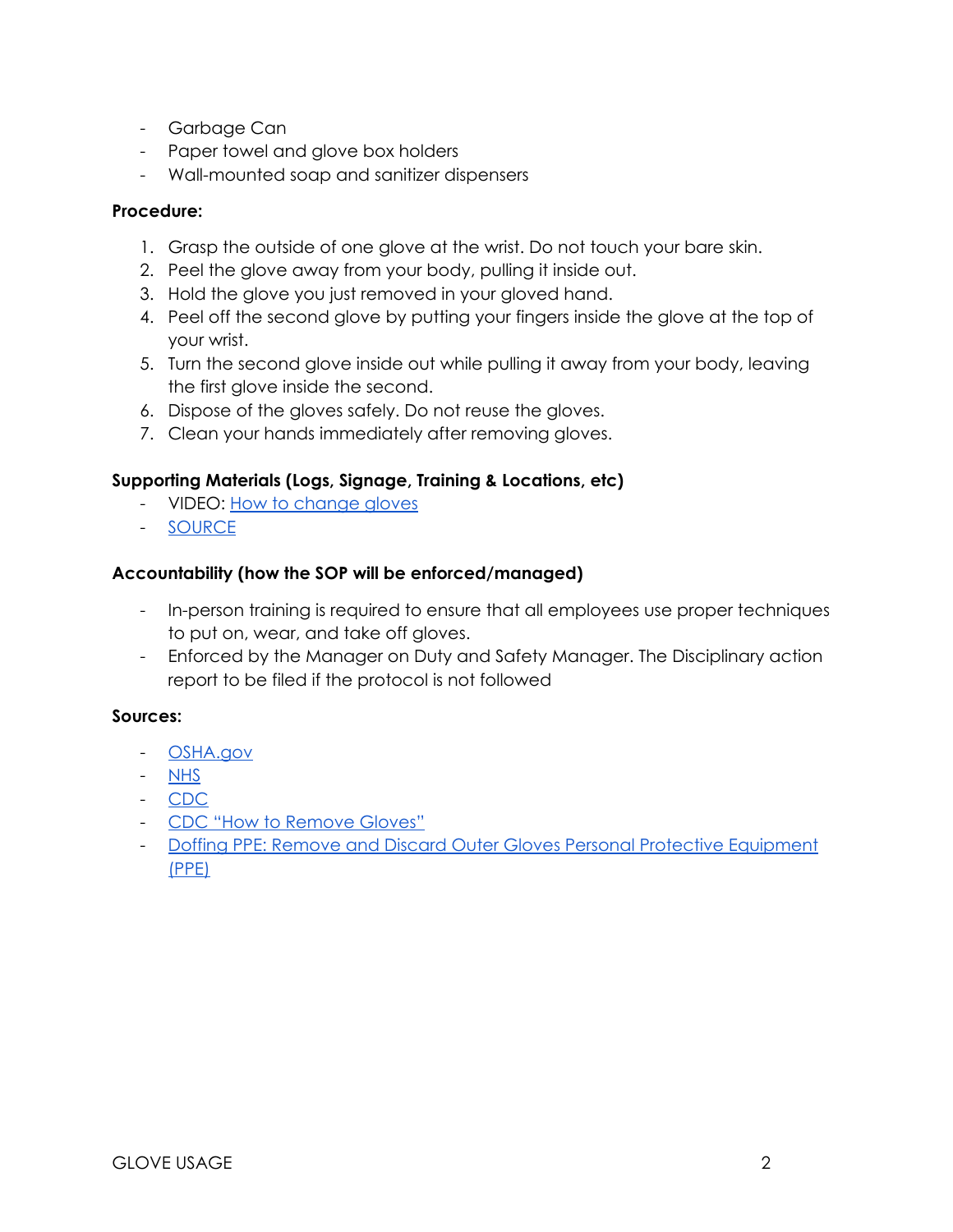- Garbage Can
- Paper towel and glove box holders
- Wall-mounted soap and sanitizer dispensers

**Procedure:**

1. Grasp the outside of one glove at the wrist. Do not touch your bare skin.
2. Peel the glove away from your body, pulling it inside out.
3. Hold the glove you just removed in your gloved hand.
4. Peel off the second glove by putting your fingers inside the glove at the top of your wrist.
5. Turn the second glove inside out while pulling it away from your body, leaving the first glove inside the second.
6. Dispose of the gloves safely. Do not reuse the gloves.
7. Clean your hands immediately after removing gloves.

**Supporting Materials (Logs, Signage, Training & Locations, etc)**

- VIDEO: How to change gloves
- SOURCE

**Accountability (how the SOP will be enforced/managed)**

- In-person training is required to ensure that all employees use proper techniques to put on, wear, and take off gloves.
- Enforced by the Manager on Duty and Safety Manager. The Disciplinary action report to be filed if the protocol is not followed

**Sources:**

- OSHA.gov
- NHS
- CDC
- CDC "How to Remove Gloves"
- Doffing PPE: Remove and Discard Outer Gloves Personal Protective Equipment (PPE)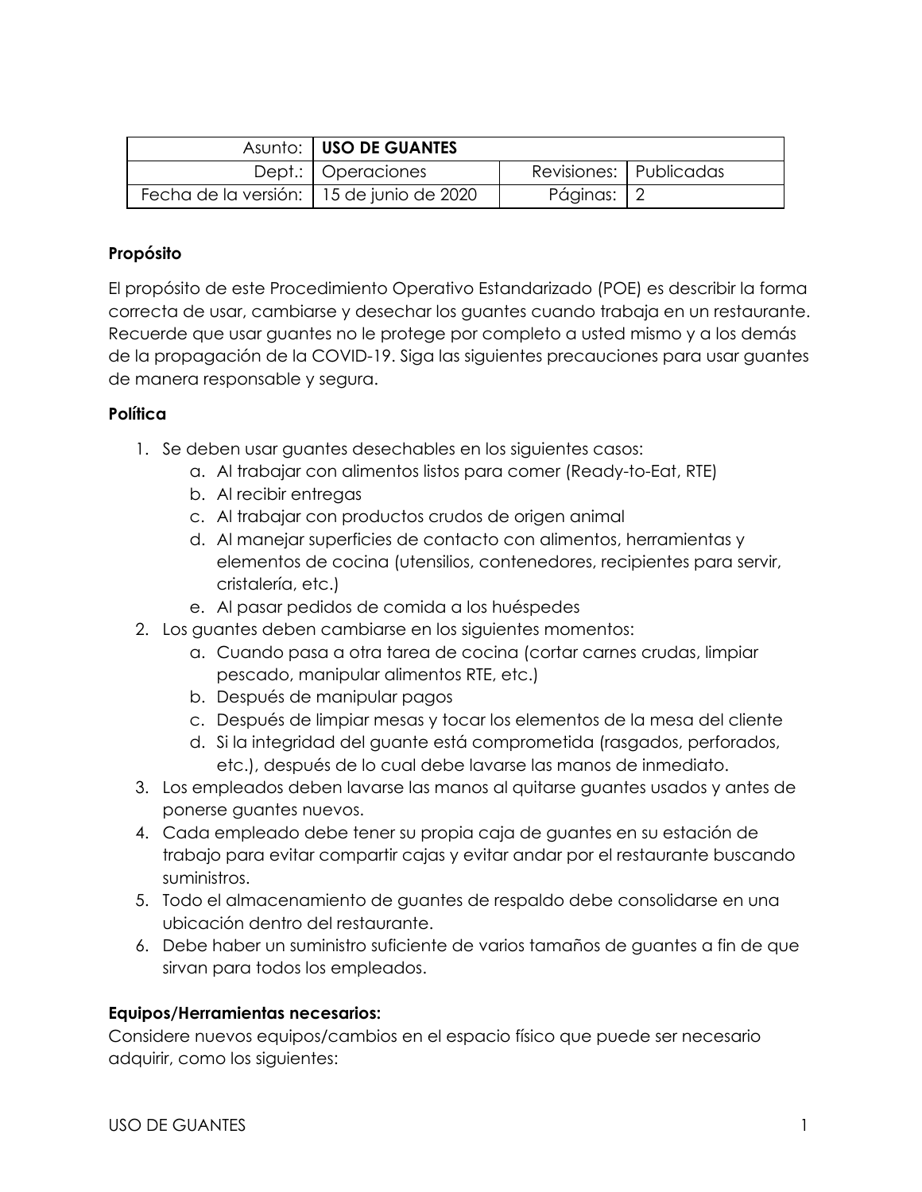| Asunto: | USO DE GUANTES | | |
|---|---|---|---|
| Dept.: | Operaciones | Revisiones: | Publicadas |
| Fecha de la versión: | 15 de junio de 2020 | Páginas: | 2 |

**Propósito**

El propósito de este Procedimiento Operativo Estandarizado (POE) es describir la forma correcta de usar, cambiarse y desechar los guantes cuando trabaja en un restaurante. Recuerde que usar guantes no le protege por completo a usted mismo y a los demás de la propagación de la COVID-19. Siga las siguientes precauciones para usar guantes de manera responsable y segura.

**Política**

1. Se deben usar guantes desechables en los siguientes casos:
    a. Al trabajar con alimentos listos para comer (Ready-to-Eat, RTE)
    b. Al recibir entregas
    c. Al trabajar con productos crudos de origen animal
    d. Al manejar superficies de contacto con alimentos, herramientas y elementos de cocina (utensilios, contenedores, recipientes para servir, cristalería, etc.)
    e. Al pasar pedidos de comida a los huéspedes
2. Los guantes deben cambiarse en los siguientes momentos:
    a. Cuando pasa a otra tarea de cocina (cortar carnes crudas, limpiar pescado, manipular alimentos RTE, etc.)
    b. Después de manipular pagos
    c. Después de limpiar mesas y tocar los elementos de la mesa del cliente
    d. Si la integridad del guante está comprometida (rasgados, perforados, etc.), después de lo cual debe lavarse las manos de inmediato.
3. Los empleados deben lavarse las manos al quitarse guantes usados y antes de ponerse guantes nuevos.
4. Cada empleado debe tener su propia caja de guantes en su estación de trabajo para evitar compartir cajas y evitar andar por el restaurante buscando suministros.
5. Todo el almacenamiento de guantes de respaldo debe consolidarse en una ubicación dentro del restaurante.
6. Debe haber un suministro suficiente de varios tamaños de guantes a fin de que sirvan para todos los empleados.

**Equipos/Herramientas necesarios:**

Considere nuevos equipos/cambios en el espacio físico que puede ser necesario adquirir, como los siguientes: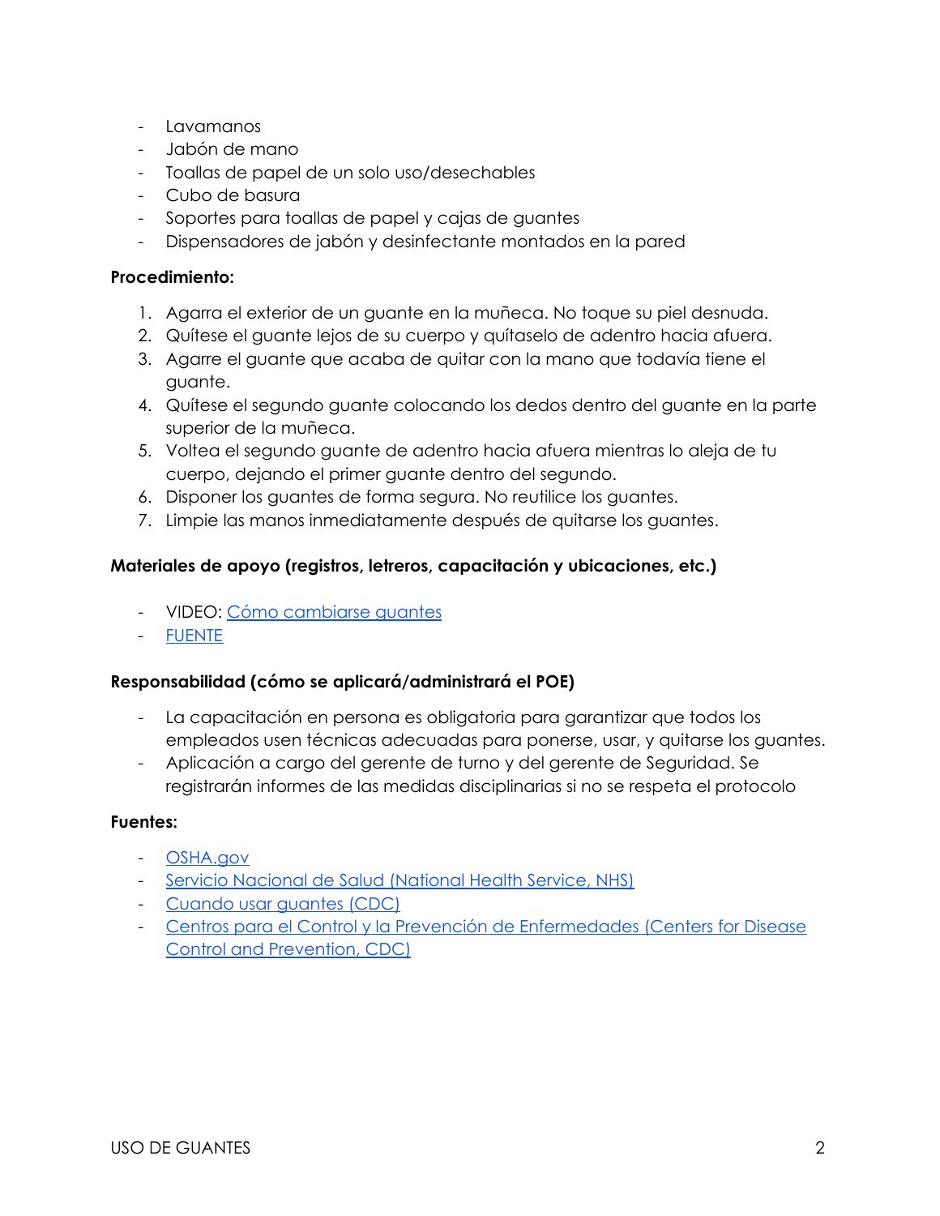- Lavamanos
- Jabón de mano
- Toallas de papel de un solo uso/desechables
- Cubo de basura
- Soportes para toallas de papel y cajas de guantes
- Dispensadores de jabón y desinfectante montados en la pared

**Procedimiento:**

1. Agarra el exterior de un guante en la muñeca. No toque su piel desnuda.
2. Quítese el guante lejos de su cuerpo y quítaselo de adentro hacia afuera.
3. Agarre el guante que acaba de quitar con la mano que todavía tiene el guante.
4. Quítese el segundo guante colocando los dedos dentro del guante en la parte superior de la muñeca.
5. Voltea el segundo guante de adentro hacia afuera mientras lo aleja de tu cuerpo, dejando el primer guante dentro del segundo.
6. Disponer los guantes de forma segura. No reutilice los guantes.
7. Limpie las manos inmediatamente después de quitarse los guantes.

**Materiales de apoyo (registros, letreros, capacitación y ubicaciones, etc.)**

- VIDEO: Cómo cambiarse guantes
- FUENTE

**Responsabilidad (cómo se aplicará/administrará el POE)**

- La capacitación en persona es obligatoria para garantizar que todos los empleados usen técnicas adecuadas para ponerse, usar, y quitarse los guantes.
- Aplicación a cargo del gerente de turno y del gerente de Seguridad. Se registrarán informes de las medidas disciplinarias si no se respeta el protocolo

**Fuentes:**

- OSHA.gov
- Servicio Nacional de Salud (National Health Service, NHS)
- Cuando usar guantes (CDC)
- Centros para el Control y la Prevención de Enfermedades (Centers for Disease Control and Prevention, CDC)